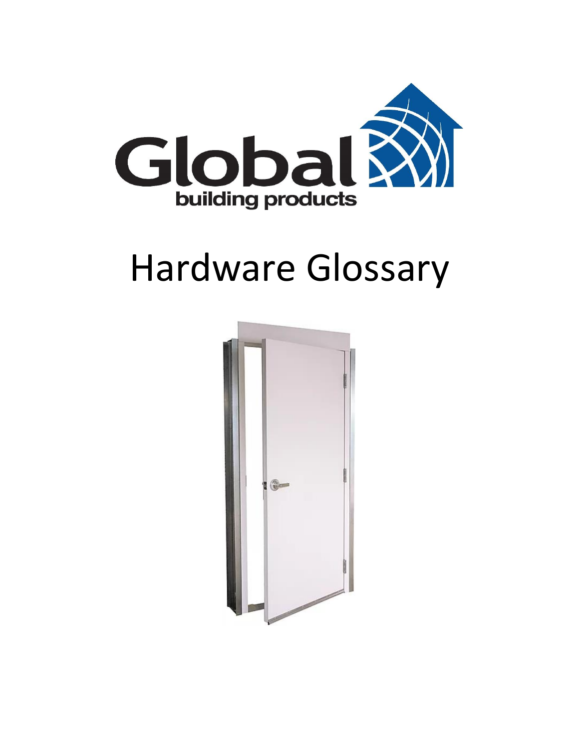Global building products

# Hardware Glossary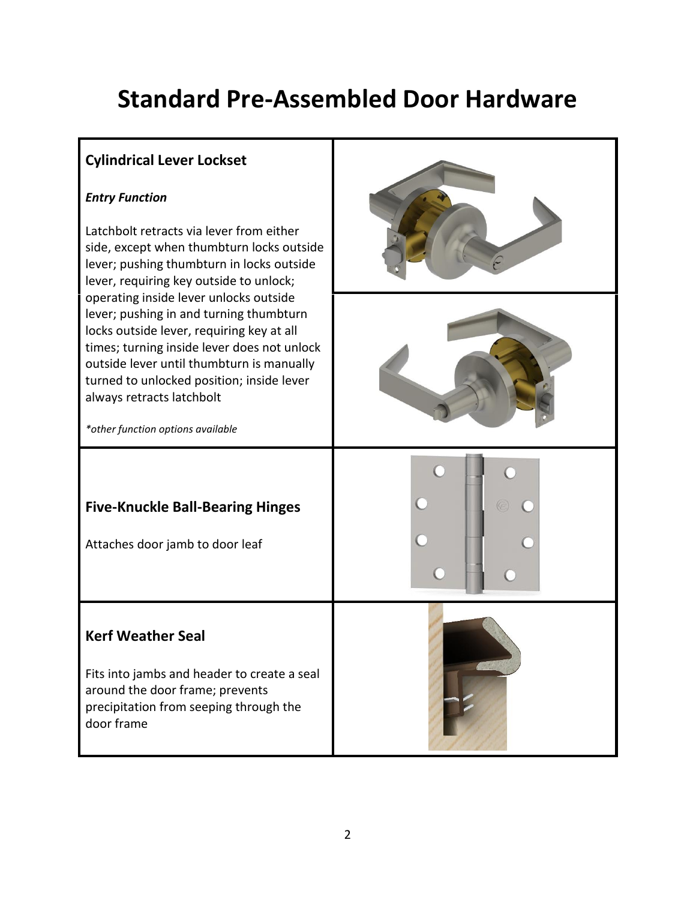# Standard Pre-Assembled Door Hardware

### Cylindrical Lever Lockset

***Entry Function***

Latchbolt retracts via lever from either side, except when thumbturn locks outside lever; pushing thumbturn in locks outside lever, requiring key outside to unlock; operating inside lever unlocks outside lever; pushing in and turning thumbturn locks outside lever, requiring key at all times; turning inside lever does not unlock outside lever until thumbturn is manually turned to unlocked position; inside lever always retracts latchbolt

*\*other function options available*

### Five-Knuckle Ball-Bearing Hinges

Attaches door jamb to door leaf

### Kerf Weather Seal

Fits into jambs and header to create a seal around the door frame; prevents precipitation from seeping through the door frame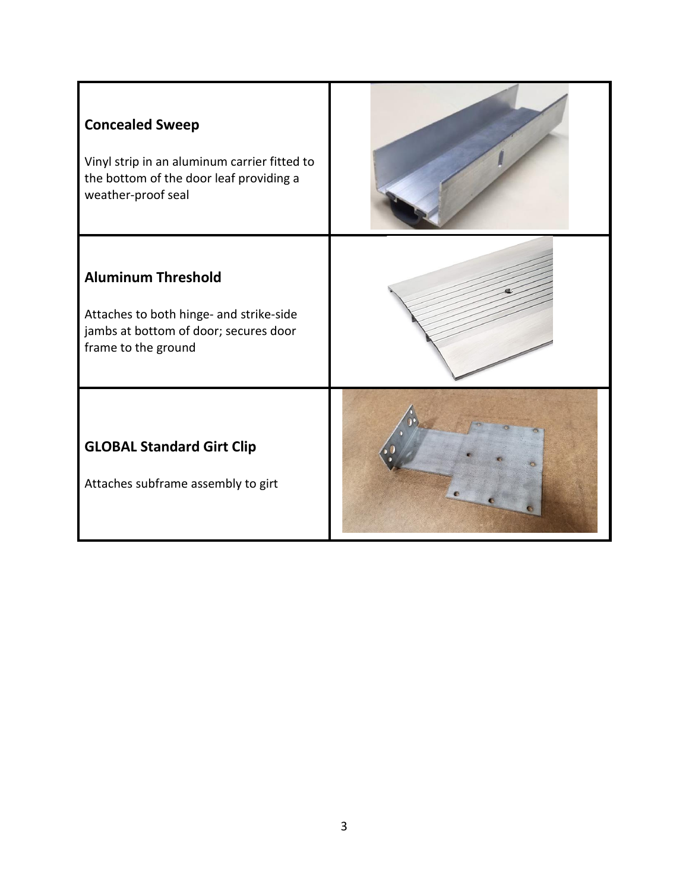| | |
|---|---|
| **Concealed Sweep**<br><br>Vinyl strip in an aluminum carrier fitted to the bottom of the door leaf providing a weather-proof seal | |
| **Aluminum Threshold**<br><br>Attaches to both hinge- and strike-side jambs at bottom of door; secures door frame to the ground | |
| **GLOBAL Standard Girt Clip**<br><br>Attaches subframe assembly to girt | |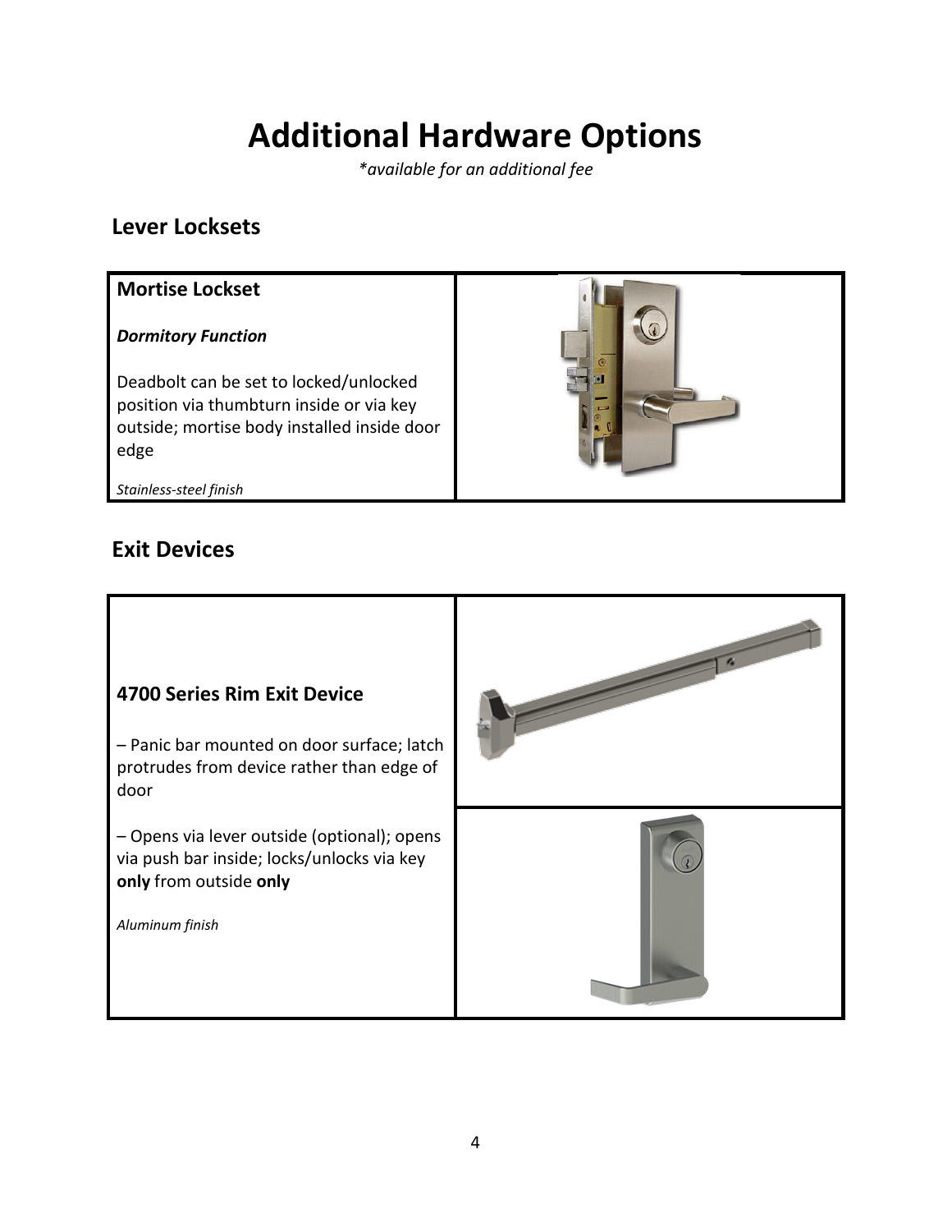# Additional Hardware Options

*\*available for an additional fee*

## Lever Locksets

**Mortise Lockset**

***Dormitory Function***

Deadbolt can be set to locked/unlocked position via thumbturn inside or via key outside; mortise body installed inside door edge

*Stainless-steel finish*

## Exit Devices

**4700 Series Rim Exit Device**

– Panic bar mounted on door surface; latch protrudes from device rather than edge of door

– Opens via lever outside (optional); opens via push bar inside; locks/unlocks via key **only** from outside **only**

*Aluminum finish*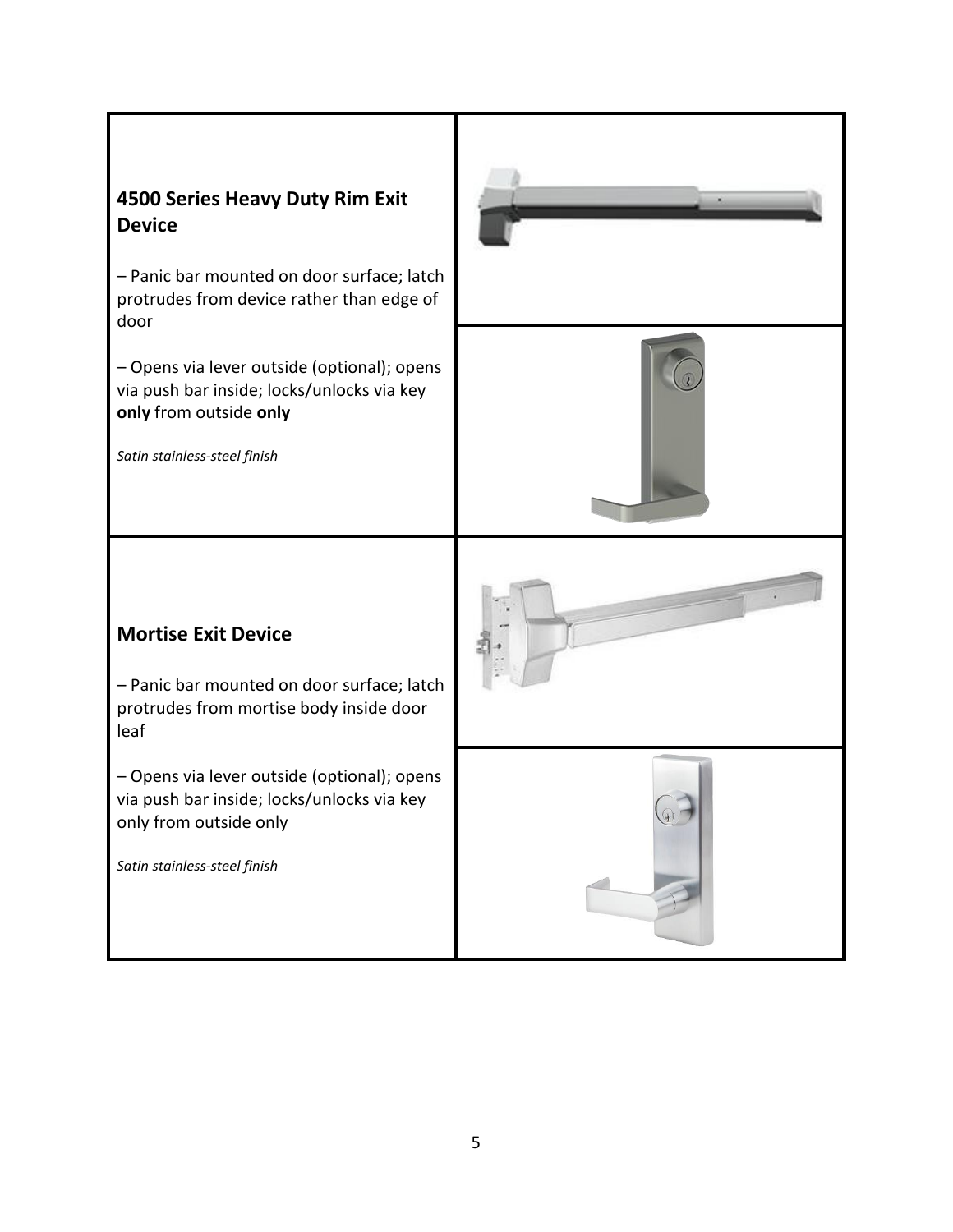## 4500 Series Heavy Duty Rim Exit Device

– Panic bar mounted on door surface; latch protrudes from device rather than edge of door

– Opens via lever outside (optional); opens via push bar inside; locks/unlocks via key **only** from outside **only**

*Satin stainless-steel finish*

## Mortise Exit Device

– Panic bar mounted on door surface; latch protrudes from mortise body inside door leaf

– Opens via lever outside (optional); opens via push bar inside; locks/unlocks via key only from outside only

*Satin stainless-steel finish*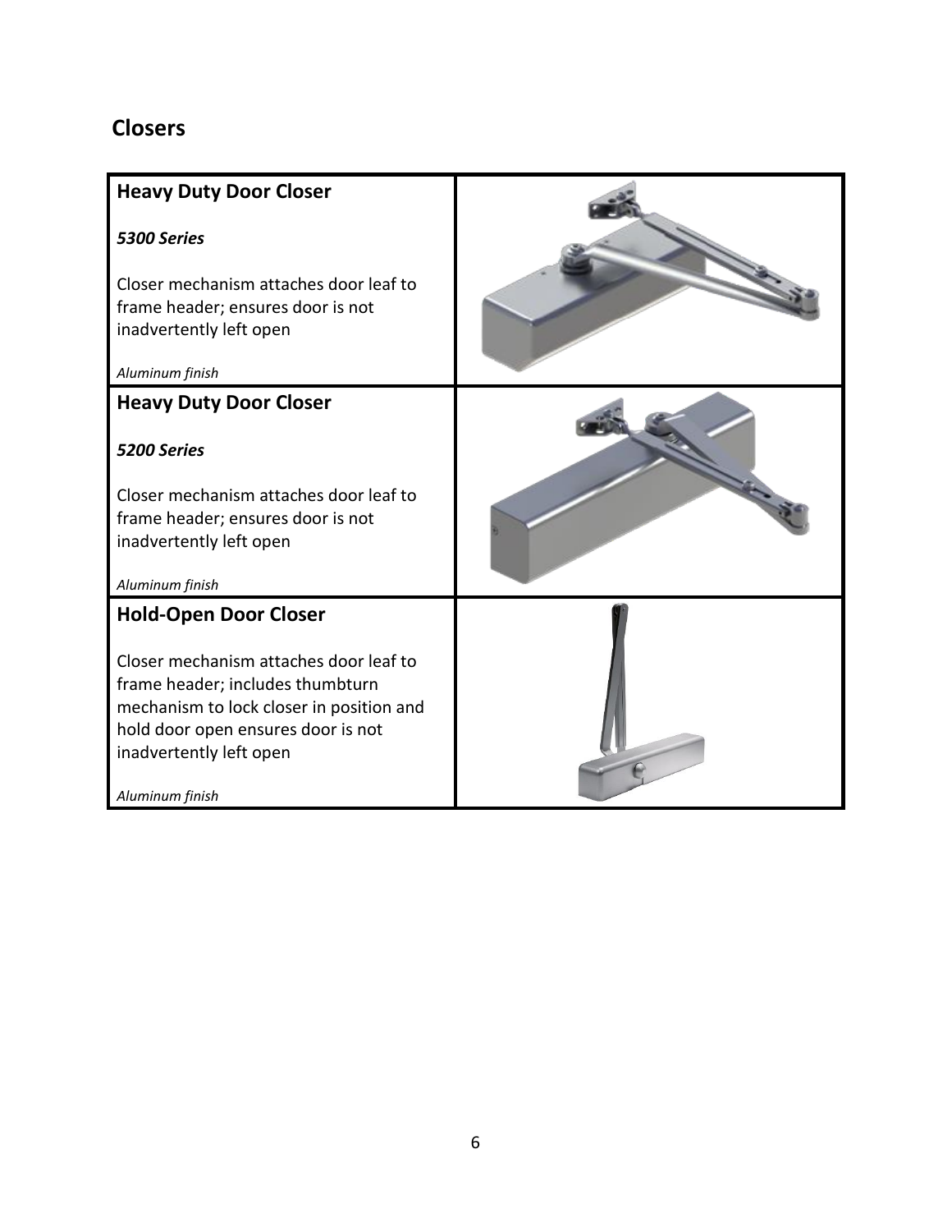## Closers

| **Heavy Duty Door Closer**<br><br>***5300 Series***<br><br>Closer mechanism attaches door leaf to frame header; ensures door is not inadvertently left open<br><br>*Aluminum finish* | |
|---|---|
| **Heavy Duty Door Closer**<br><br>***5200 Series***<br><br>Closer mechanism attaches door leaf to frame header; ensures door is not inadvertently left open<br><br>*Aluminum finish* | |
| **Hold-Open Door Closer**<br><br>Closer mechanism attaches door leaf to frame header; includes thumbturn mechanism to lock closer in position and hold door open ensures door is not inadvertently left open<br><br>*Aluminum finish* | |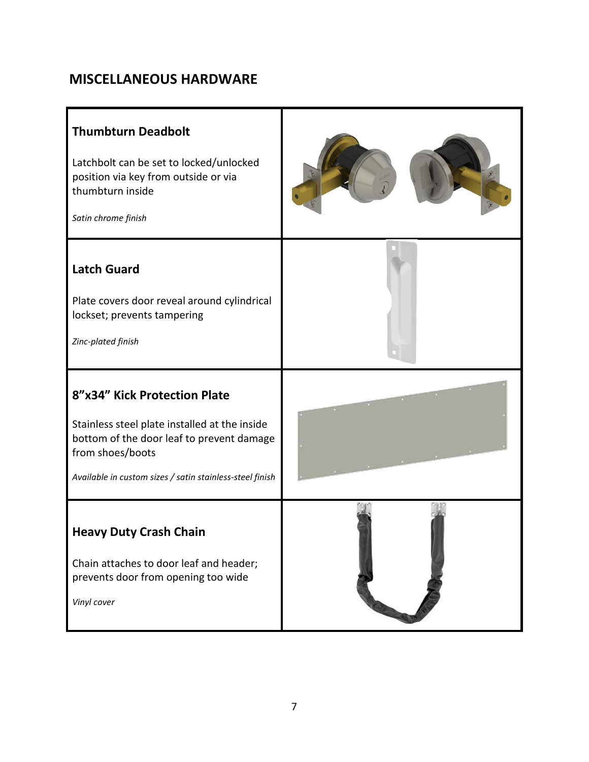## MISCELLANEOUS HARDWARE

| | |
|---|---|
| **Thumbturn Deadbolt**<br><br>Latchbolt can be set to locked/unlocked position via key from outside or via thumbturn inside<br><br>*Satin chrome finish* | |
| **Latch Guard**<br><br>Plate covers door reveal around cylindrical lockset; prevents tampering<br><br>*Zinc-plated finish* | |
| **8"x34" Kick Protection Plate**<br><br>Stainless steel plate installed at the inside bottom of the door leaf to prevent damage from shoes/boots<br><br>*Available in custom sizes / satin stainless-steel finish* | |
| **Heavy Duty Crash Chain**<br><br>Chain attaches to door leaf and header; prevents door from opening too wide<br><br>*Vinyl cover* | |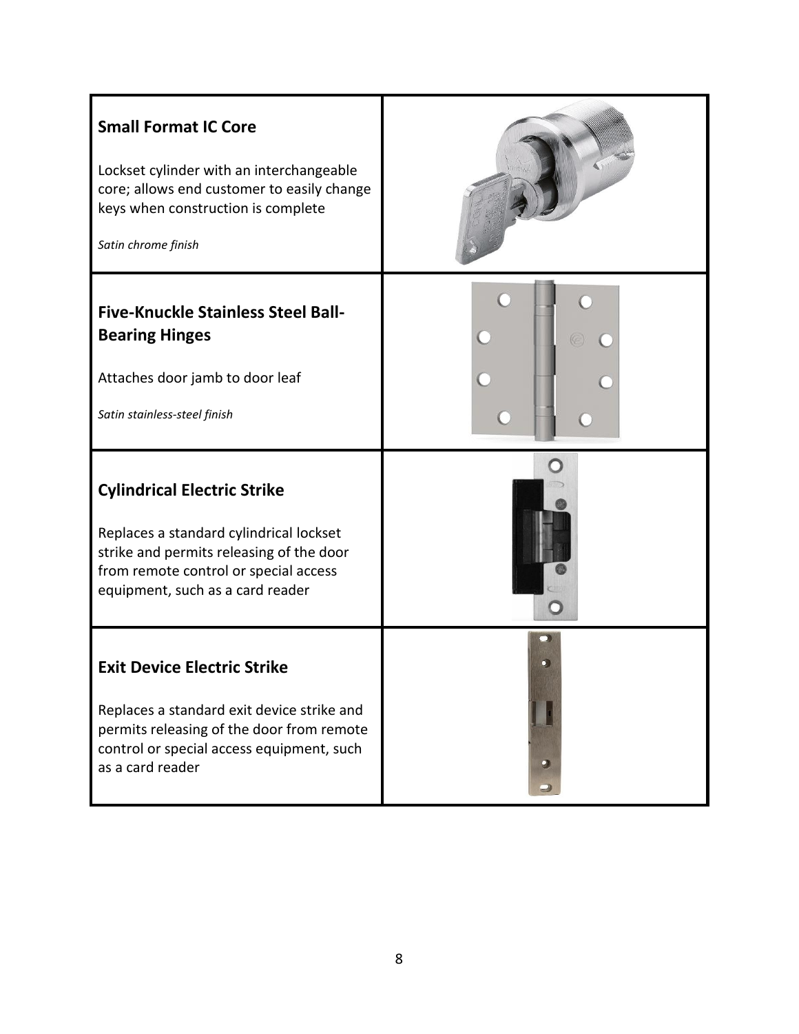| | |
|---|---|
| **Small Format IC Core**<br><br>Lockset cylinder with an interchangeable core; allows end customer to easily change keys when construction is complete<br><br>*Satin chrome finish* | |
| **Five-Knuckle Stainless Steel Ball-Bearing Hinges**<br><br>Attaches door jamb to door leaf<br><br>*Satin stainless-steel finish* | |
| **Cylindrical Electric Strike**<br><br>Replaces a standard cylindrical lockset strike and permits releasing of the door from remote control or special access equipment, such as a card reader | |
| **Exit Device Electric Strike**<br><br>Replaces a standard exit device strike and permits releasing of the door from remote control or special access equipment, such as a card reader | |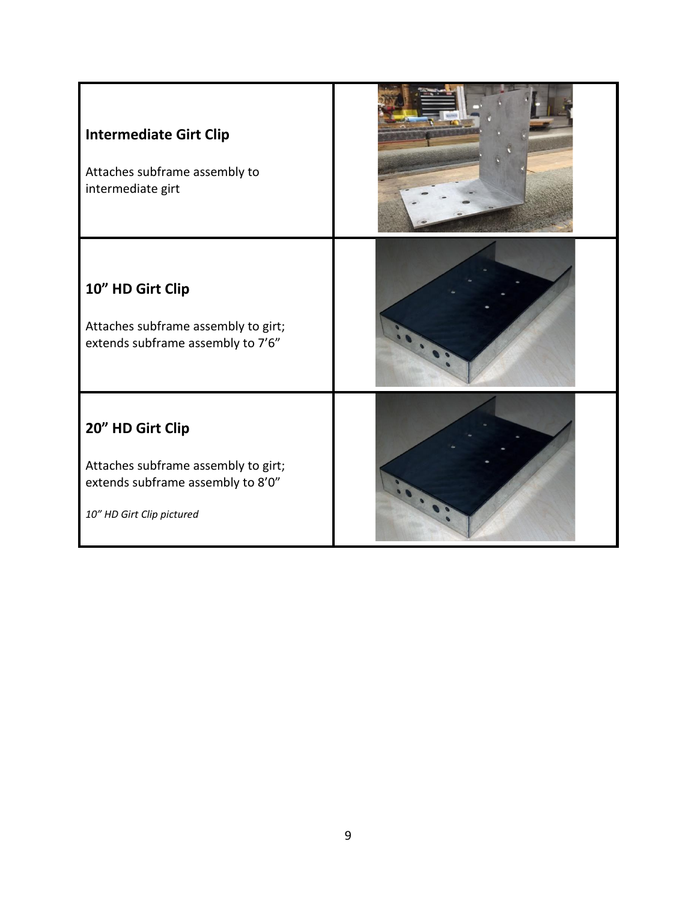| | |
|---|---|
| **Intermediate Girt Clip**<br><br>Attaches subframe assembly to intermediate girt | |
| **10" HD Girt Clip**<br><br>Attaches subframe assembly to girt; extends subframe assembly to 7'6" | |
| **20" HD Girt Clip**<br><br>Attaches subframe assembly to girt; extends subframe assembly to 8'0"<br><br>*10" HD Girt Clip pictured* | |